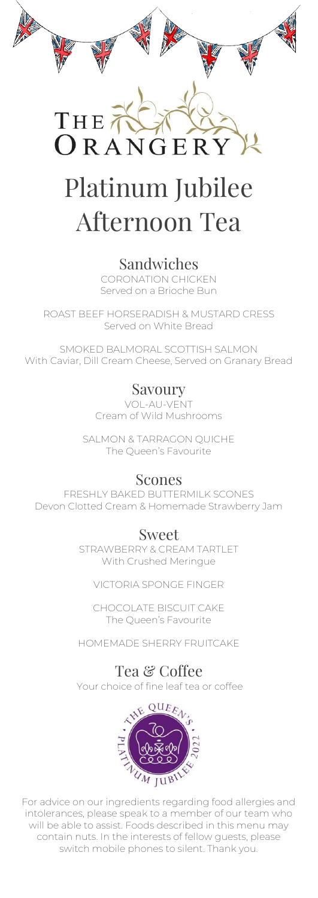# THE ORANGERY

# Platinum Jubilee Afternoon Tea

## Sandwiches

CORONATION CHICKEN
Served on a Brioche Bun

ROAST BEEF HORSERADISH & MUSTARD CRESS
Served on White Bread

SMOKED BALMORAL SCOTTISH SALMON
With Caviar, Dill Cream Cheese, Served on Granary Bread

## Savoury

VOL-AU-VENT
Cream of Wild Mushrooms

SALMON & TARRAGON QUICHE
The Queen's Favourite

## Scones

FRESHLY BAKED BUTTERMILK SCONES
Devon Clotted Cream & Homemade Strawberry Jam

## Sweet

STRAWBERRY & CREAM TARTLET
With Crushed Meringue

VICTORIA SPONGE FINGER

CHOCOLATE BISCUIT CAKE
The Queen's Favourite

HOMEMADE SHERRY FRUITCAKE

## Tea & Coffee

Your choice of fine leaf tea or coffee

THE QUEEN'S PLATINUM JUBILEE 2022

For advice on our ingredients regarding food allergies and intolerances, please speak to a member of our team who will be able to assist. Foods described in this menu may contain nuts. In the interests of fellow guests, please switch mobile phones to silent. Thank you.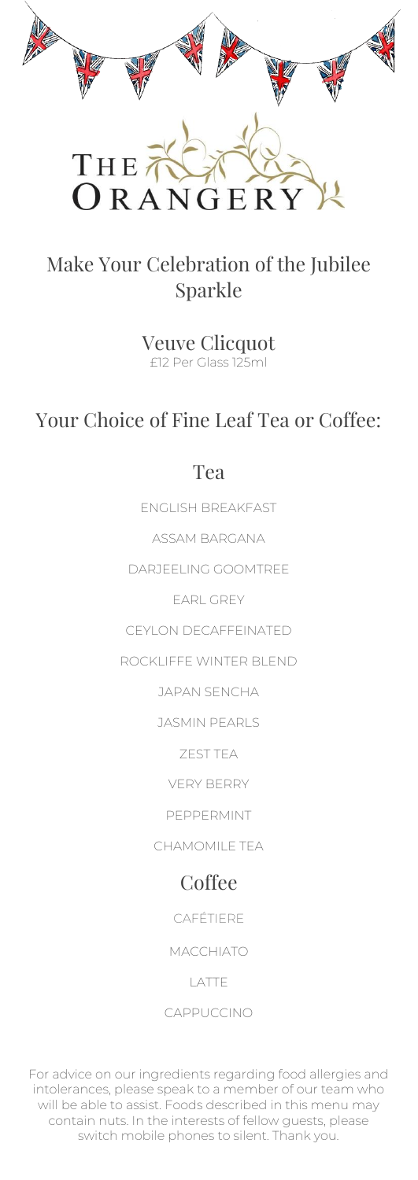# THE ORANGERY

## Make Your Celebration of the Jubilee Sparkle

Veuve Clicquot
£12 Per Glass 125ml

## Your Choice of Fine Leaf Tea or Coffee:

### Tea

ENGLISH BREAKFAST

ASSAM BARGANA

DARJEELING GOOMTREE

EARL GREY

CEYLON DECAFFEINATED

ROCKLIFFE WINTER BLEND

JAPAN SENCHA

JASMIN PEARLS

ZEST TEA

VERY BERRY

PEPPERMINT

CHAMOMILE TEA

### Coffee

CAFÉTIERE

MACCHIATO

LATTE

CAPPUCCINO

For advice on our ingredients regarding food allergies and intolerances, please speak to a member of our team who will be able to assist. Foods described in this menu may contain nuts. In the interests of fellow guests, please switch mobile phones to silent. Thank you.